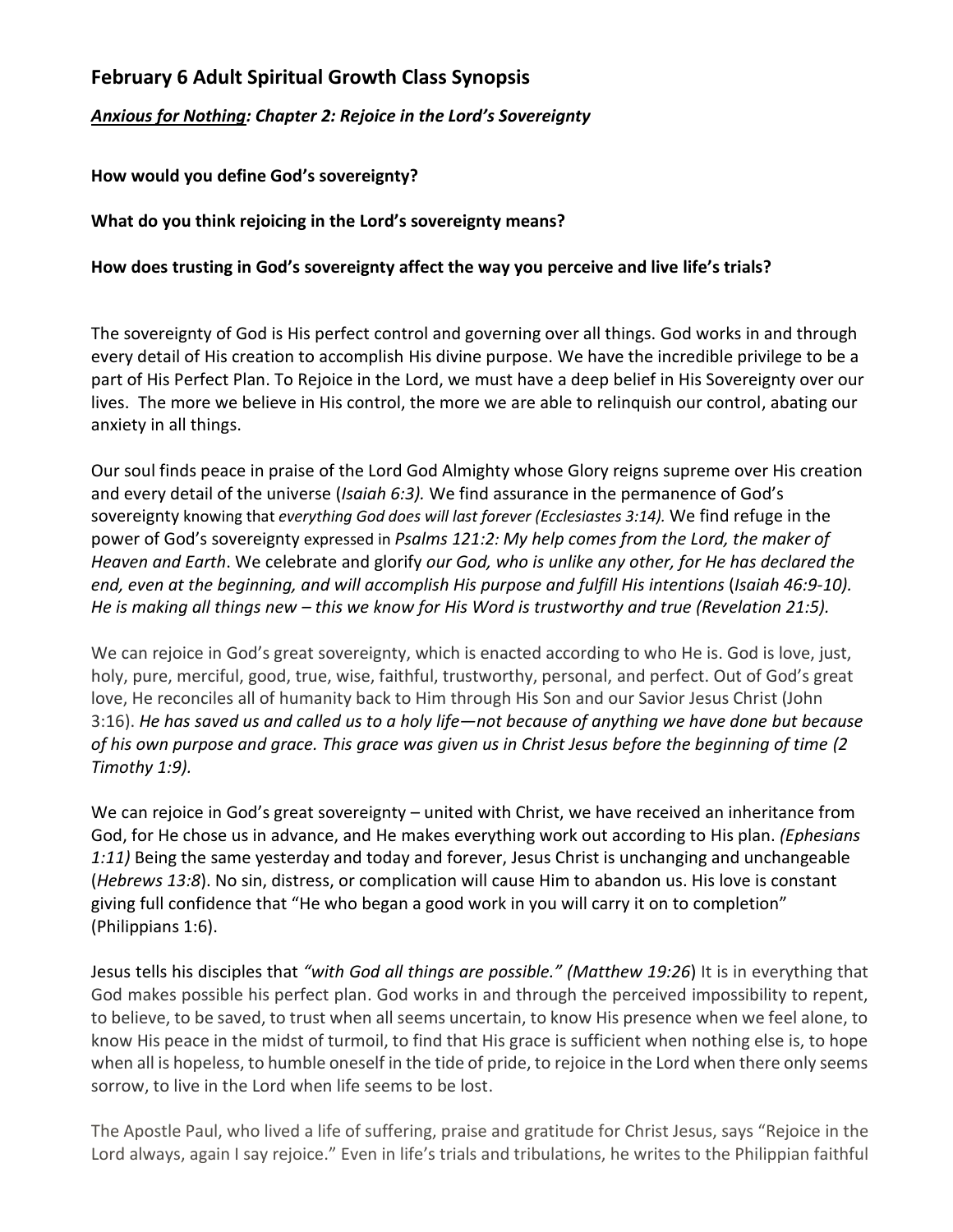## February 6 Adult Spiritual Growth Class Synopsis

***Anxious for Nothing: Chapter 2: Rejoice in the Lord's Sovereignty***

**How would you define God's sovereignty?**

**What do you think rejoicing in the Lord's sovereignty means?**

**How does trusting in God's sovereignty affect the way you perceive and live life's trials?**

The sovereignty of God is His perfect control and governing over all things. God works in and through every detail of His creation to accomplish His divine purpose. We have the incredible privilege to be a part of His Perfect Plan. To Rejoice in the Lord, we must have a deep belief in His Sovereignty over our lives. The more we believe in His control, the more we are able to relinquish our control, abating our anxiety in all things.

Our soul finds peace in praise of the Lord God Almighty whose Glory reigns supreme over His creation and every detail of the universe (*Isaiah 6:3).* We find assurance in the permanence of God's sovereignty knowing that *everything God does will last forever (Ecclesiastes 3:14).* We find refuge in the power of God's sovereignty expressed in *Psalms 121:2: My help comes from the Lord, the maker of Heaven and Earth*. We celebrate and glorify *our God, who is unlike any other, for He has declared the end, even at the beginning, and will accomplish His purpose and fulfill His intentions* (*Isaiah 46:9-10). He is making all things new – this we know for His Word is trustworthy and true (Revelation 21:5).*

We can rejoice in God's great sovereignty, which is enacted according to who He is. God is love, just, holy, pure, merciful, good, true, wise, faithful, trustworthy, personal, and perfect. Out of God's great love, He reconciles all of humanity back to Him through His Son and our Savior Jesus Christ (John 3:16). *He has saved us and called us to a holy life—not because of anything we have done but because of his own purpose and grace. This grace was given us in Christ Jesus before the beginning of time (2 Timothy 1:9).*

We can rejoice in God's great sovereignty – united with Christ, we have received an inheritance from God, for He chose us in advance, and He makes everything work out according to His plan. *(Ephesians 1:11)* Being the same yesterday and today and forever, Jesus Christ is unchanging and unchangeable (*Hebrews 13:8*). No sin, distress, or complication will cause Him to abandon us. His love is constant giving full confidence that "He who began a good work in you will carry it on to completion" (Philippians 1:6).

Jesus tells his disciples that *"with God all things are possible." (Matthew 19:26*) It is in everything that God makes possible his perfect plan. God works in and through the perceived impossibility to repent, to believe, to be saved, to trust when all seems uncertain, to know His presence when we feel alone, to know His peace in the midst of turmoil, to find that His grace is sufficient when nothing else is, to hope when all is hopeless, to humble oneself in the tide of pride, to rejoice in the Lord when there only seems sorrow, to live in the Lord when life seems to be lost.

The Apostle Paul, who lived a life of suffering, praise and gratitude for Christ Jesus, says "Rejoice in the Lord always, again I say rejoice." Even in life's trials and tribulations, he writes to the Philippian faithful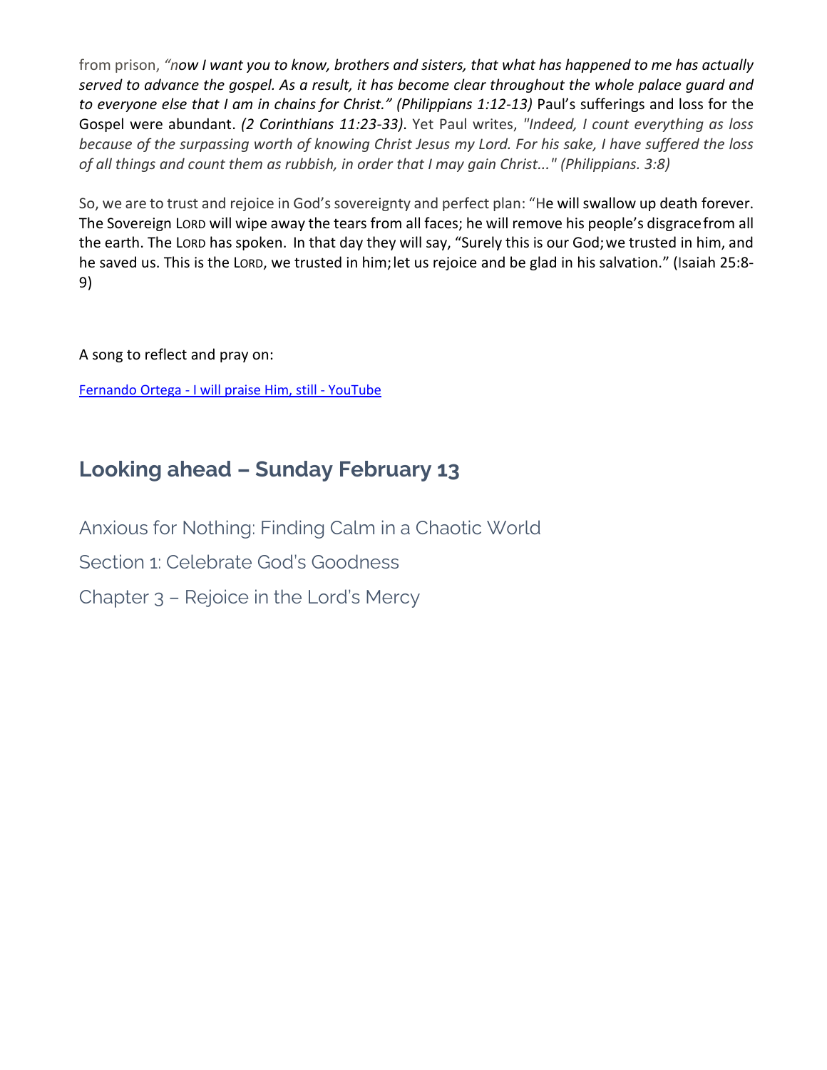from prison, *"now I want you to know, brothers and sisters, that what has happened to me has actually served to advance the gospel. As a result, it has become clear throughout the whole palace guard and to everyone else that I am in chains for Christ." (Philippians 1:12-13)* Paul's sufferings and loss for the Gospel were abundant. *(2 Corinthians 11:23-33)*. Yet Paul writes, *"Indeed, I count everything as loss because of the surpassing worth of knowing Christ Jesus my Lord. For his sake, I have suffered the loss of all things and count them as rubbish, in order that I may gain Christ..." (Philippians. 3:8)*

So, we are to trust and rejoice in God's sovereignty and perfect plan: "He will swallow up death forever. The Sovereign LORD will wipe away the tears from all faces; he will remove his people's disgrace from all the earth. The LORD has spoken. In that day they will say, "Surely this is our God; we trusted in him, and he saved us. This is the LORD, we trusted in him; let us rejoice and be glad in his salvation." (Isaiah 25:8-9)

A song to reflect and pray on:

[Fernando Ortega - I will praise Him, still - YouTube]

## Looking ahead – Sunday February 13

### Anxious for Nothing: Finding Calm in a Chaotic World

### Section 1: Celebrate God's Goodness

### Chapter 3 – Rejoice in the Lord's Mercy